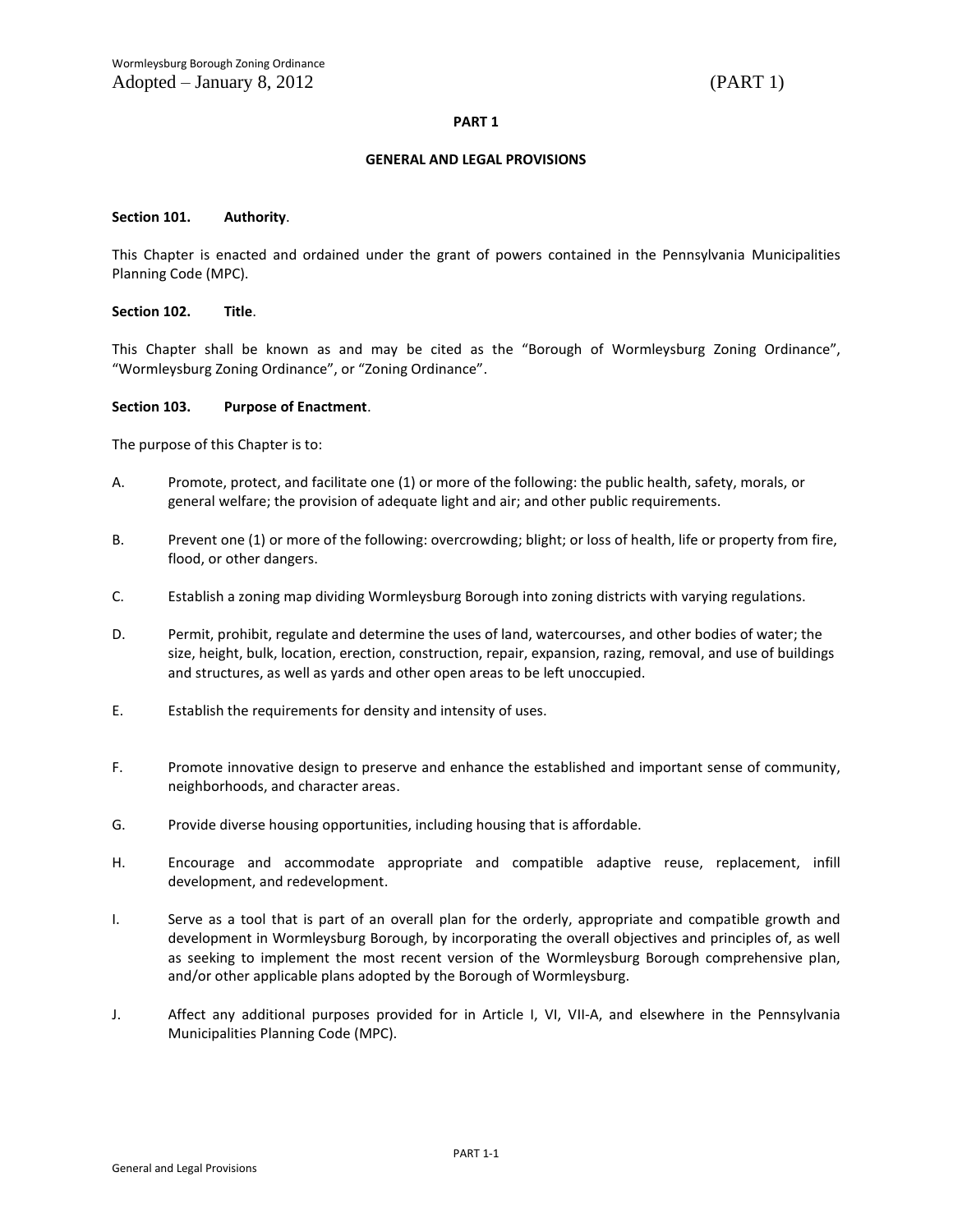# PART 1

## GENERAL AND LEGAL PROVISIONS

### Section 101. Authority.

This Chapter is enacted and ordained under the grant of powers contained in the Pennsylvania Municipalities Planning Code (MPC).

### Section 102. Title.

This Chapter shall be known as and may be cited as the "Borough of Wormleysburg Zoning Ordinance", "Wormleysburg Zoning Ordinance", or "Zoning Ordinance".

### Section 103. Purpose of Enactment.

The purpose of this Chapter is to:

A. Promote, protect, and facilitate one (1) or more of the following: the public health, safety, morals, or general welfare; the provision of adequate light and air; and other public requirements.

B. Prevent one (1) or more of the following: overcrowding; blight; or loss of health, life or property from fire, flood, or other dangers.

C. Establish a zoning map dividing Wormleysburg Borough into zoning districts with varying regulations.

D. Permit, prohibit, regulate and determine the uses of land, watercourses, and other bodies of water; the size, height, bulk, location, erection, construction, repair, expansion, razing, removal, and use of buildings and structures, as well as yards and other open areas to be left unoccupied.

E. Establish the requirements for density and intensity of uses.

F. Promote innovative design to preserve and enhance the established and important sense of community, neighborhoods, and character areas.

G. Provide diverse housing opportunities, including housing that is affordable.

H. Encourage and accommodate appropriate and compatible adaptive reuse, replacement, infill development, and redevelopment.

I. Serve as a tool that is part of an overall plan for the orderly, appropriate and compatible growth and development in Wormleysburg Borough, by incorporating the overall objectives and principles of, as well as seeking to implement the most recent version of the Wormleysburg Borough comprehensive plan, and/or other applicable plans adopted by the Borough of Wormleysburg.

J. Affect any additional purposes provided for in Article I, VI, VII-A, and elsewhere in the Pennsylvania Municipalities Planning Code (MPC).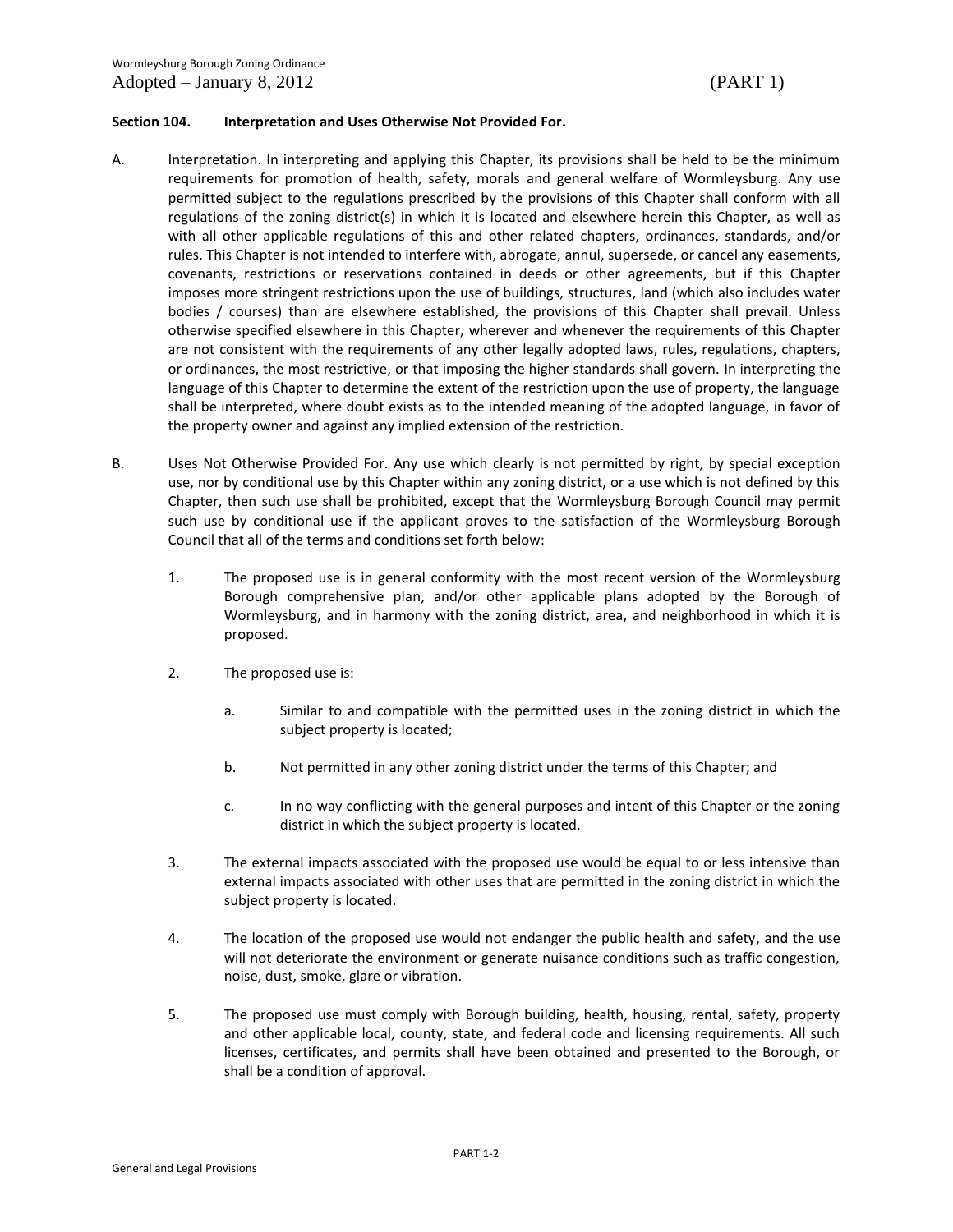### Section 104. Interpretation and Uses Otherwise Not Provided For.

A. Interpretation. In interpreting and applying this Chapter, its provisions shall be held to be the minimum requirements for promotion of health, safety, morals and general welfare of Wormleysburg. Any use permitted subject to the regulations prescribed by the provisions of this Chapter shall conform with all regulations of the zoning district(s) in which it is located and elsewhere herein this Chapter, as well as with all other applicable regulations of this and other related chapters, ordinances, standards, and/or rules. This Chapter is not intended to interfere with, abrogate, annul, supersede, or cancel any easements, covenants, restrictions or reservations contained in deeds or other agreements, but if this Chapter imposes more stringent restrictions upon the use of buildings, structures, land (which also includes water bodies / courses) than are elsewhere established, the provisions of this Chapter shall prevail. Unless otherwise specified elsewhere in this Chapter, wherever and whenever the requirements of this Chapter are not consistent with the requirements of any other legally adopted laws, rules, regulations, chapters, or ordinances, the most restrictive, or that imposing the higher standards shall govern. In interpreting the language of this Chapter to determine the extent of the restriction upon the use of property, the language shall be interpreted, where doubt exists as to the intended meaning of the adopted language, in favor of the property owner and against any implied extension of the restriction.

B. Uses Not Otherwise Provided For. Any use which clearly is not permitted by right, by special exception use, nor by conditional use by this Chapter within any zoning district, or a use which is not defined by this Chapter, then such use shall be prohibited, except that the Wormleysburg Borough Council may permit such use by conditional use if the applicant proves to the satisfaction of the Wormleysburg Borough Council that all of the terms and conditions set forth below:

1. The proposed use is in general conformity with the most recent version of the Wormleysburg Borough comprehensive plan, and/or other applicable plans adopted by the Borough of Wormleysburg, and in harmony with the zoning district, area, and neighborhood in which it is proposed.

2. The proposed use is:

   a. Similar to and compatible with the permitted uses in the zoning district in which the subject property is located;

   b. Not permitted in any other zoning district under the terms of this Chapter; and

   c. In no way conflicting with the general purposes and intent of this Chapter or the zoning district in which the subject property is located.

3. The external impacts associated with the proposed use would be equal to or less intensive than external impacts associated with other uses that are permitted in the zoning district in which the subject property is located.

4. The location of the proposed use would not endanger the public health and safety, and the use will not deteriorate the environment or generate nuisance conditions such as traffic congestion, noise, dust, smoke, glare or vibration.

5. The proposed use must comply with Borough building, health, housing, rental, safety, property and other applicable local, county, state, and federal code and licensing requirements. All such licenses, certificates, and permits shall have been obtained and presented to the Borough, or shall be a condition of approval.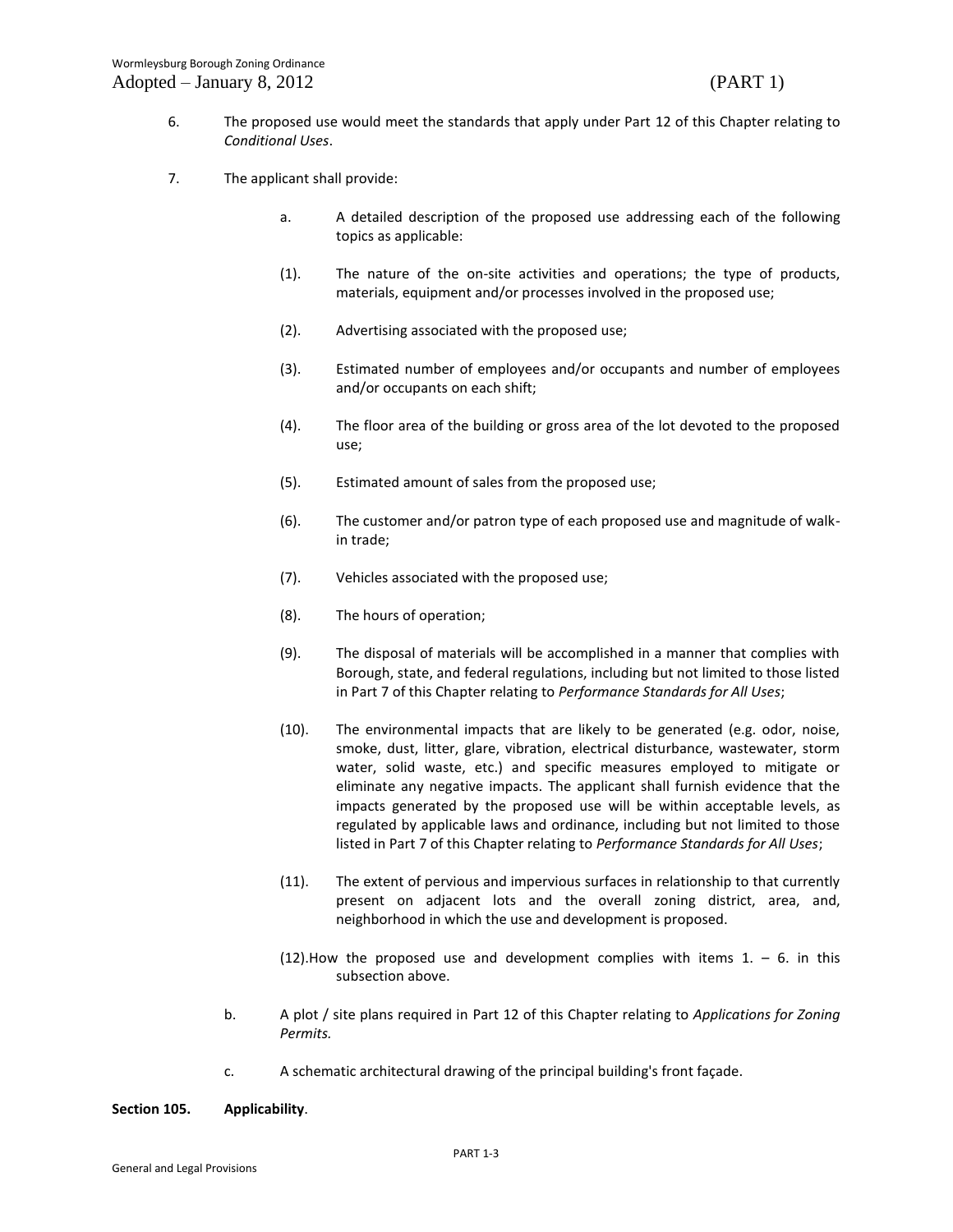6. The proposed use would meet the standards that apply under Part 12 of this Chapter relating to *Conditional Uses*.

7. The applicant shall provide:

   a. A detailed description of the proposed use addressing each of the following topics as applicable:

   (1). The nature of the on-site activities and operations; the type of products, materials, equipment and/or processes involved in the proposed use;

   (2). Advertising associated with the proposed use;

   (3). Estimated number of employees and/or occupants and number of employees and/or occupants on each shift;

   (4). The floor area of the building or gross area of the lot devoted to the proposed use;

   (5). Estimated amount of sales from the proposed use;

   (6). The customer and/or patron type of each proposed use and magnitude of walk-in trade;

   (7). Vehicles associated with the proposed use;

   (8). The hours of operation;

   (9). The disposal of materials will be accomplished in a manner that complies with Borough, state, and federal regulations, including but not limited to those listed in Part 7 of this Chapter relating to *Performance Standards for All Uses*;

   (10). The environmental impacts that are likely to be generated (e.g. odor, noise, smoke, dust, litter, glare, vibration, electrical disturbance, wastewater, storm water, solid waste, etc.) and specific measures employed to mitigate or eliminate any negative impacts. The applicant shall furnish evidence that the impacts generated by the proposed use will be within acceptable levels, as regulated by applicable laws and ordinance, including but not limited to those listed in Part 7 of this Chapter relating to *Performance Standards for All Uses*;

   (11). The extent of pervious and impervious surfaces in relationship to that currently present on adjacent lots and the overall zoning district, area, and, neighborhood in which the use and development is proposed.

   (12). How the proposed use and development complies with items 1. – 6. in this subsection above.

   b. A plot / site plans required in Part 12 of this Chapter relating to *Applications for Zoning Permits.*

   c. A schematic architectural drawing of the principal building's front façade.

**Section 105. Applicability**.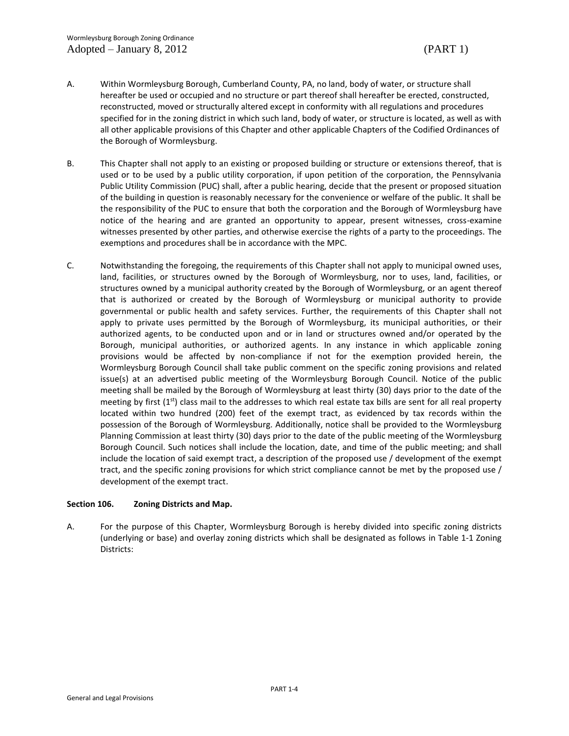A. Within Wormleysburg Borough, Cumberland County, PA, no land, body of water, or structure shall hereafter be used or occupied and no structure or part thereof shall hereafter be erected, constructed, reconstructed, moved or structurally altered except in conformity with all regulations and procedures specified for in the zoning district in which such land, body of water, or structure is located, as well as with all other applicable provisions of this Chapter and other applicable Chapters of the Codified Ordinances of the Borough of Wormleysburg.

B. This Chapter shall not apply to an existing or proposed building or structure or extensions thereof, that is used or to be used by a public utility corporation, if upon petition of the corporation, the Pennsylvania Public Utility Commission (PUC) shall, after a public hearing, decide that the present or proposed situation of the building in question is reasonably necessary for the convenience or welfare of the public. It shall be the responsibility of the PUC to ensure that both the corporation and the Borough of Wormleysburg have notice of the hearing and are granted an opportunity to appear, present witnesses, cross-examine witnesses presented by other parties, and otherwise exercise the rights of a party to the proceedings. The exemptions and procedures shall be in accordance with the MPC.

C. Notwithstanding the foregoing, the requirements of this Chapter shall not apply to municipal owned uses, land, facilities, or structures owned by the Borough of Wormleysburg, nor to uses, land, facilities, or structures owned by a municipal authority created by the Borough of Wormleysburg, or an agent thereof that is authorized or created by the Borough of Wormleysburg or municipal authority to provide governmental or public health and safety services. Further, the requirements of this Chapter shall not apply to private uses permitted by the Borough of Wormleysburg, its municipal authorities, or their authorized agents, to be conducted upon and or in land or structures owned and/or operated by the Borough, municipal authorities, or authorized agents. In any instance in which applicable zoning provisions would be affected by non-compliance if not for the exemption provided herein, the Wormleysburg Borough Council shall take public comment on the specific zoning provisions and related issue(s) at an advertised public meeting of the Wormleysburg Borough Council. Notice of the public meeting shall be mailed by the Borough of Wormleysburg at least thirty (30) days prior to the date of the meeting by first (1st) class mail to the addresses to which real estate tax bills are sent for all real property located within two hundred (200) feet of the exempt tract, as evidenced by tax records within the possession of the Borough of Wormleysburg. Additionally, notice shall be provided to the Wormleysburg Planning Commission at least thirty (30) days prior to the date of the public meeting of the Wormleysburg Borough Council. Such notices shall include the location, date, and time of the public meeting; and shall include the location of said exempt tract, a description of the proposed use / development of the exempt tract, and the specific zoning provisions for which strict compliance cannot be met by the proposed use / development of the exempt tract.

**Section 106. Zoning Districts and Map.**

A. For the purpose of this Chapter, Wormleysburg Borough is hereby divided into specific zoning districts (underlying or base) and overlay zoning districts which shall be designated as follows in Table 1-1 Zoning Districts: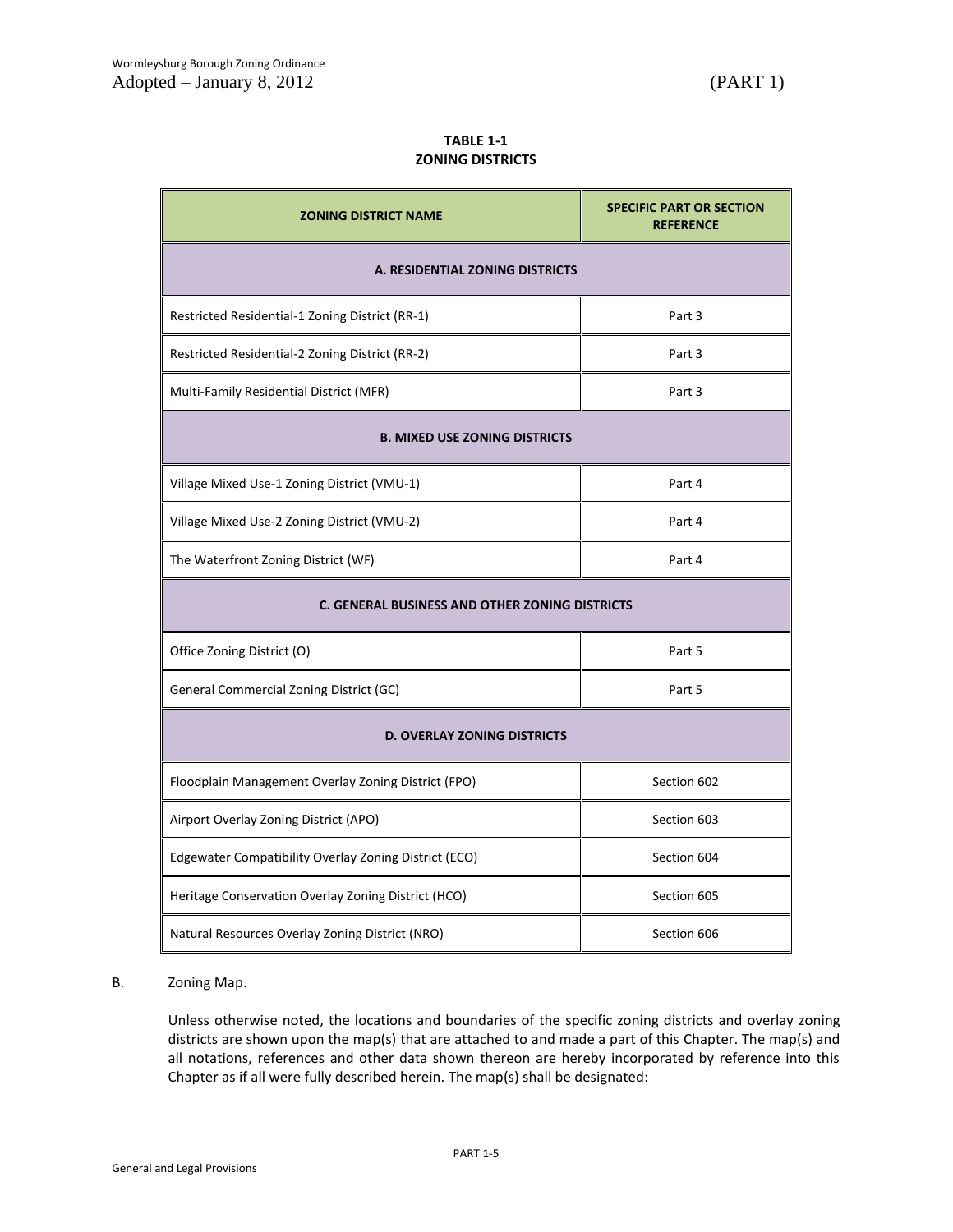**TABLE 1-1**
**ZONING DISTRICTS**

| ZONING DISTRICT NAME | SPECIFIC PART OR SECTION REFERENCE |
|---|---|
| **A. RESIDENTIAL ZONING DISTRICTS** | |
| Restricted Residential-1 Zoning District (RR-1) | Part 3 |
| Restricted Residential-2 Zoning District (RR-2) | Part 3 |
| Multi-Family Residential District (MFR) | Part 3 |
| **B. MIXED USE ZONING DISTRICTS** | |
| Village Mixed Use-1 Zoning District (VMU-1) | Part 4 |
| Village Mixed Use-2 Zoning District (VMU-2) | Part 4 |
| The Waterfront Zoning District (WF) | Part 4 |
| **C. GENERAL BUSINESS AND OTHER ZONING DISTRICTS** | |
| Office Zoning District (O) | Part 5 |
| General Commercial Zoning District (GC) | Part 5 |
| **D. OVERLAY ZONING DISTRICTS** | |
| Floodplain Management Overlay Zoning District (FPO) | Section 602 |
| Airport Overlay Zoning District (APO) | Section 603 |
| Edgewater Compatibility Overlay Zoning District (ECO) | Section 604 |
| Heritage Conservation Overlay Zoning District (HCO) | Section 605 |
| Natural Resources Overlay Zoning District (NRO) | Section 606 |

B. Zoning Map.

Unless otherwise noted, the locations and boundaries of the specific zoning districts and overlay zoning districts are shown upon the map(s) that are attached to and made a part of this Chapter. The map(s) and all notations, references and other data shown thereon are hereby incorporated by reference into this Chapter as if all were fully described herein. The map(s) shall be designated: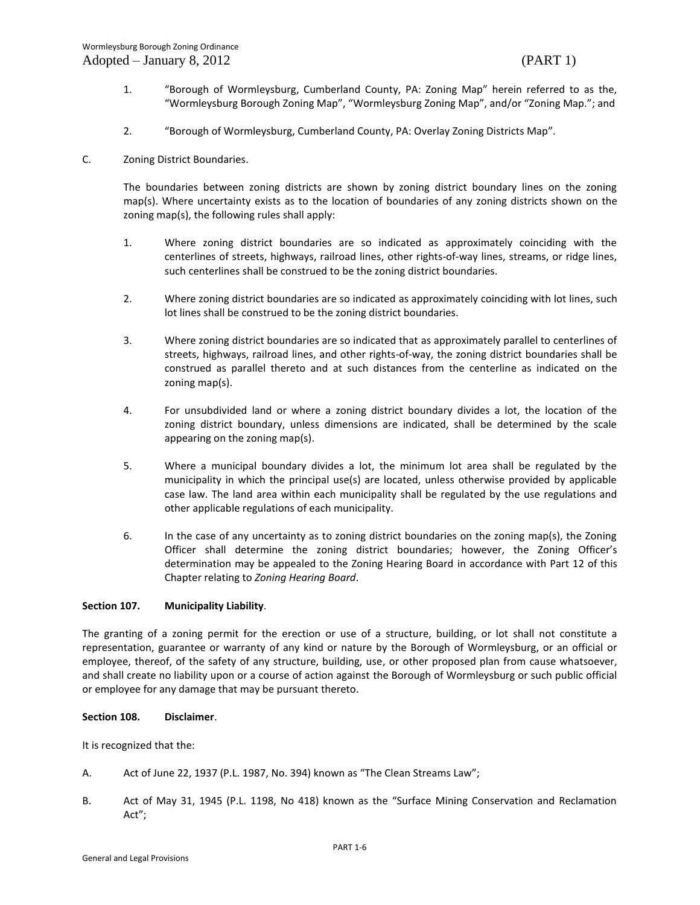1. "Borough of Wormleysburg, Cumberland County, PA: Zoning Map" herein referred to as the, "Wormleysburg Borough Zoning Map", "Wormleysburg Zoning Map", and/or "Zoning Map."; and

2. "Borough of Wormleysburg, Cumberland County, PA: Overlay Zoning Districts Map".

C. Zoning District Boundaries.

The boundaries between zoning districts are shown by zoning district boundary lines on the zoning map(s). Where uncertainty exists as to the location of boundaries of any zoning districts shown on the zoning map(s), the following rules shall apply:

1. Where zoning district boundaries are so indicated as approximately coinciding with the centerlines of streets, highways, railroad lines, other rights-of-way lines, streams, or ridge lines, such centerlines shall be construed to be the zoning district boundaries.

2. Where zoning district boundaries are so indicated as approximately coinciding with lot lines, such lot lines shall be construed to be the zoning district boundaries.

3. Where zoning district boundaries are so indicated that as approximately parallel to centerlines of streets, highways, railroad lines, and other rights-of-way, the zoning district boundaries shall be construed as parallel thereto and at such distances from the centerline as indicated on the zoning map(s).

4. For unsubdivided land or where a zoning district boundary divides a lot, the location of the zoning district boundary, unless dimensions are indicated, shall be determined by the scale appearing on the zoning map(s).

5. Where a municipal boundary divides a lot, the minimum lot area shall be regulated by the municipality in which the principal use(s) are located, unless otherwise provided by applicable case law. The land area within each municipality shall be regulated by the use regulations and other applicable regulations of each municipality.

6. In the case of any uncertainty as to zoning district boundaries on the zoning map(s), the Zoning Officer shall determine the zoning district boundaries; however, the Zoning Officer's determination may be appealed to the Zoning Hearing Board in accordance with Part 12 of this Chapter relating to *Zoning Hearing Board*.

**Section 107. Municipality Liability**.

The granting of a zoning permit for the erection or use of a structure, building, or lot shall not constitute a representation, guarantee or warranty of any kind or nature by the Borough of Wormleysburg, or an official or employee, thereof, of the safety of any structure, building, use, or other proposed plan from cause whatsoever, and shall create no liability upon or a course of action against the Borough of Wormleysburg or such public official or employee for any damage that may be pursuant thereto.

**Section 108. Disclaimer**.

It is recognized that the:

A. Act of June 22, 1937 (P.L. 1987, No. 394) known as "The Clean Streams Law";

B. Act of May 31, 1945 (P.L. 1198, No 418) known as the "Surface Mining Conservation and Reclamation Act";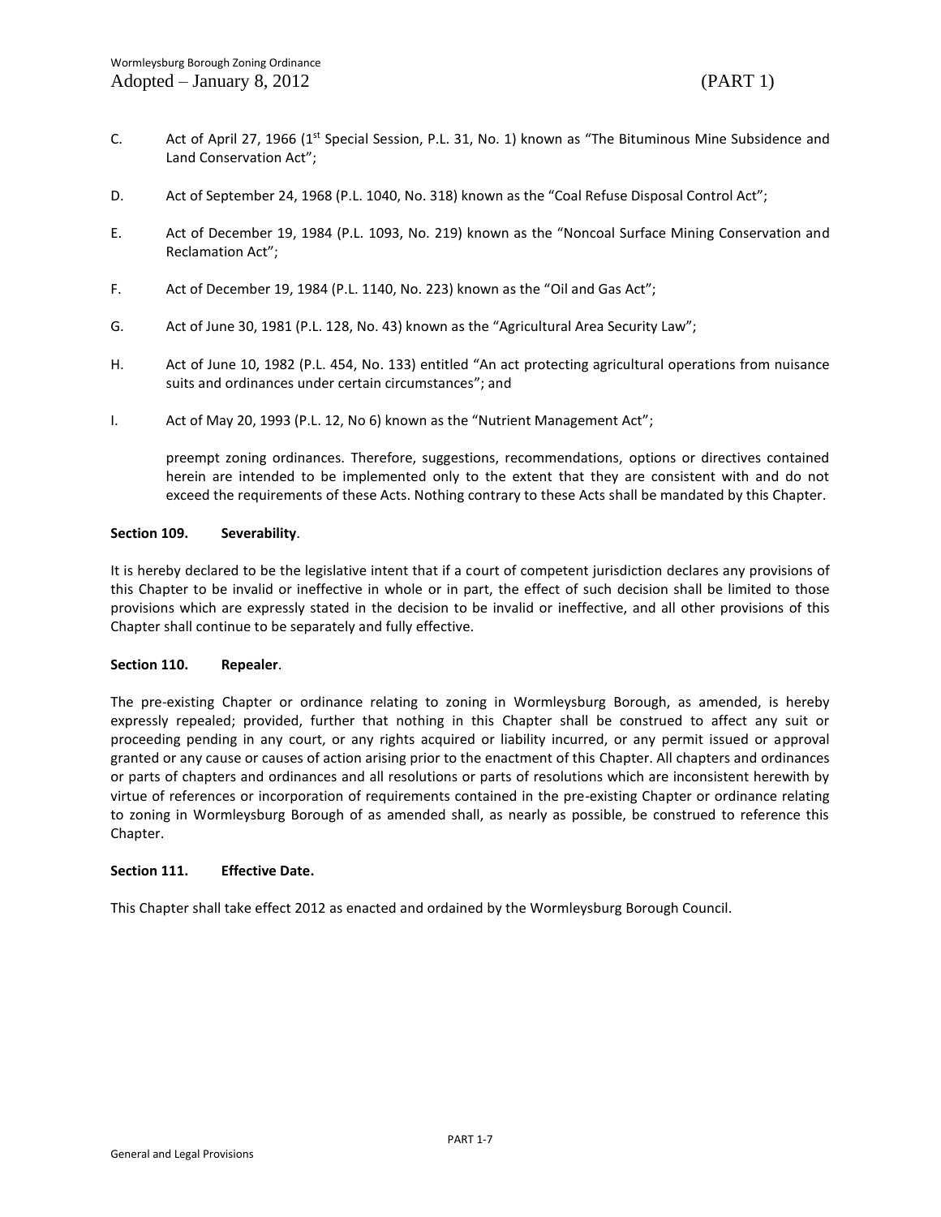C. Act of April 27, 1966 (1st Special Session, P.L. 31, No. 1) known as "The Bituminous Mine Subsidence and Land Conservation Act";

D. Act of September 24, 1968 (P.L. 1040, No. 318) known as the "Coal Refuse Disposal Control Act";

E. Act of December 19, 1984 (P.L. 1093, No. 219) known as the "Noncoal Surface Mining Conservation and Reclamation Act";

F. Act of December 19, 1984 (P.L. 1140, No. 223) known as the "Oil and Gas Act";

G. Act of June 30, 1981 (P.L. 128, No. 43) known as the "Agricultural Area Security Law";

H. Act of June 10, 1982 (P.L. 454, No. 133) entitled "An act protecting agricultural operations from nuisance suits and ordinances under certain circumstances"; and

I. Act of May 20, 1993 (P.L. 12, No 6) known as the "Nutrient Management Act";

preempt zoning ordinances. Therefore, suggestions, recommendations, options or directives contained herein are intended to be implemented only to the extent that they are consistent with and do not exceed the requirements of these Acts. Nothing contrary to these Acts shall be mandated by this Chapter.

**Section 109. Severability**.

It is hereby declared to be the legislative intent that if a court of competent jurisdiction declares any provisions of this Chapter to be invalid or ineffective in whole or in part, the effect of such decision shall be limited to those provisions which are expressly stated in the decision to be invalid or ineffective, and all other provisions of this Chapter shall continue to be separately and fully effective.

**Section 110. Repealer**.

The pre-existing Chapter or ordinance relating to zoning in Wormleysburg Borough, as amended, is hereby expressly repealed; provided, further that nothing in this Chapter shall be construed to affect any suit or proceeding pending in any court, or any rights acquired or liability incurred, or any permit issued or approval granted or any cause or causes of action arising prior to the enactment of this Chapter. All chapters and ordinances or parts of chapters and ordinances and all resolutions or parts of resolutions which are inconsistent herewith by virtue of references or incorporation of requirements contained in the pre-existing Chapter or ordinance relating to zoning in Wormleysburg Borough of as amended shall, as nearly as possible, be construed to reference this Chapter.

**Section 111. Effective Date.**

This Chapter shall take effect 2012 as enacted and ordained by the Wormleysburg Borough Council.